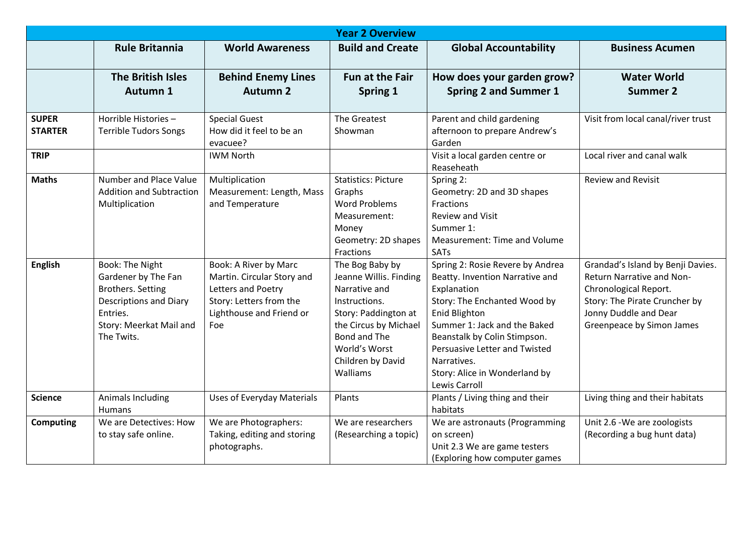| Year 2 Overview | | | | | |
|---|---|---|---|---|---|
| | **Rule Britannia** | **World Awareness** | **Build and Create** | **Global Accountability** | **Business Acumen** |
| | **The British Isles Autumn 1** | **Behind Enemy Lines Autumn 2** | **Fun at the Fair Spring 1** | **How does your garden grow? Spring 2 and Summer 1** | **Water World Summer 2** |
| **SUPER STARTER** | Horrible Histories – Terrible Tudors Songs | Special Guest How did it feel to be an evacuee? | The Greatest Showman | Parent and child gardening afternoon to prepare Andrew's Garden | Visit from local canal/river trust |
| **TRIP** | | IWM North | | Visit a local garden centre or Reaseheath | Local river and canal walk |
| **Maths** | Number and Place Value<br>Addition and Subtraction<br>Multiplication | Multiplication<br>Measurement: Length, Mass and Temperature | Statistics: Picture Graphs<br>Word Problems<br>Measurement: Money<br>Geometry: 2D shapes<br>Fractions | Spring 2:<br>Geometry: 2D and 3D shapes<br>Fractions<br>Review and Visit<br>Summer 1:<br>Measurement: Time and Volume<br>SATs | Review and Revisit |
| **English** | Book: The Night Gardener by The Fan Brothers. Setting Descriptions and Diary Entries.<br>Story: Meerkat Mail and The Twits. | Book: A River by Marc Martin. Circular Story and Letters and Poetry<br>Story: Letters from the Lighthouse and Friend or Foe | The Bog Baby by Jeanne Willis. Finding Narrative and Instructions.<br>Story: Paddington at the Circus by Michael Bond and The World's Worst Children by David Walliams | Spring 2: Rosie Revere by Andrea Beatty. Invention Narrative and Explanation<br>Story: The Enchanted Wood by Enid Blighton<br>Summer 1: Jack and the Baked Beanstalk by Colin Stimpson. Persuasive Letter and Twisted Narratives.<br>Story: Alice in Wonderland by Lewis Carroll | Grandad's Island by Benji Davies. Return Narrative and Non-Chronological Report.<br>Story: The Pirate Cruncher by Jonny Duddle and Dear Greenpeace by Simon James |
| **Science** | Animals Including Humans | Uses of Everyday Materials | Plants | Plants / Living thing and their habitats | Living thing and their habitats |
| **Computing** | We are Detectives: How to stay safe online. | We are Photographers: Taking, editing and storing photographs. | We are researchers (Researching a topic) | We are astronauts (Programming on screen)<br>Unit 2.3 We are game testers (Exploring how computer games | Unit 2.6 -We are zoologists (Recording a bug hunt data) |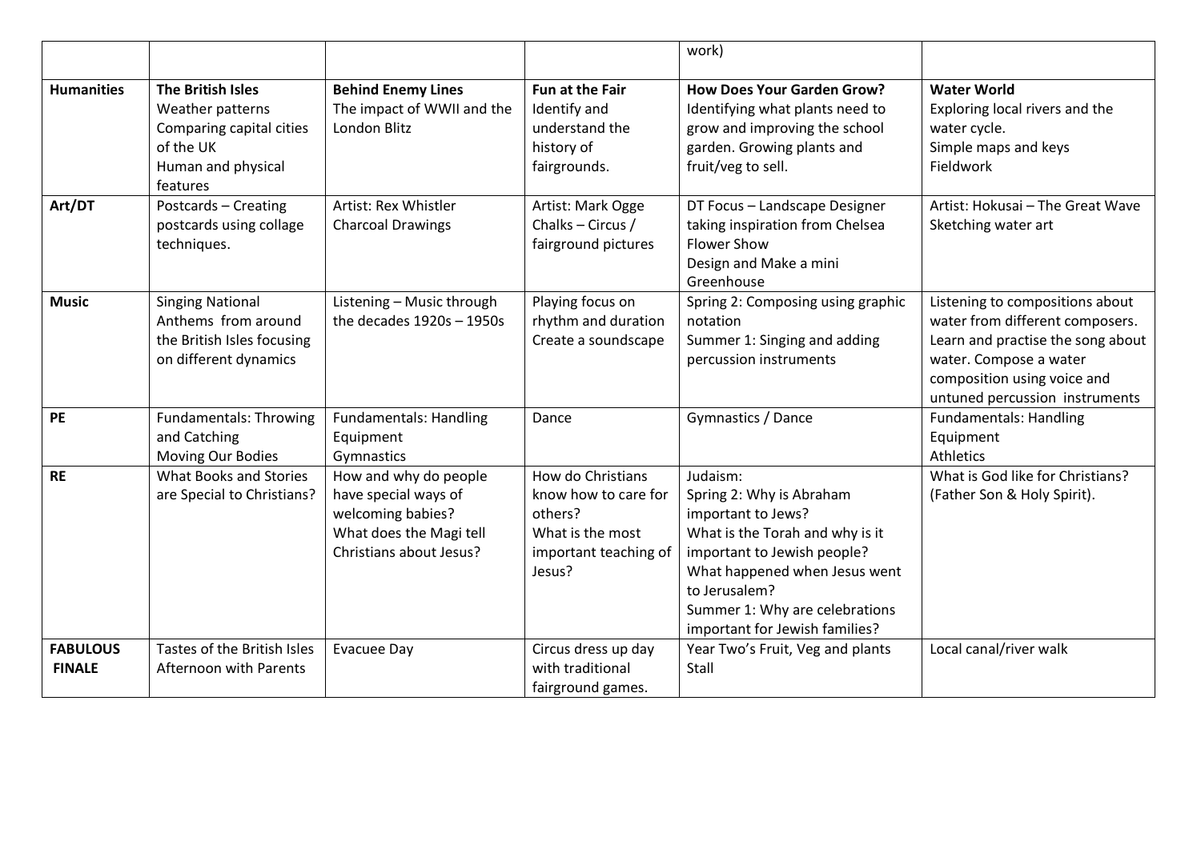| | | | | | |
|---|---|---|---|---|---|
| | | | | work) | |
| **Humanities** | **The British Isles**<br>Weather patterns<br>Comparing capital cities of the UK<br>Human and physical features | **Behind Enemy Lines**<br>The impact of WWII and the London Blitz | **Fun at the Fair**<br>Identify and understand the history of fairgrounds. | **How Does Your Garden Grow?**<br>Identifying what plants need to grow and improving the school garden. Growing plants and fruit/veg to sell. | **Water World**<br>Exploring local rivers and the water cycle.<br>Simple maps and keys<br>Fieldwork |
| **Art/DT** | Postcards – Creating postcards using collage techniques. | Artist: Rex Whistler<br>Charcoal Drawings | Artist: Mark Ogge<br>Chalks – Circus / fairground pictures | DT Focus – Landscape Designer taking inspiration from Chelsea Flower Show<br>Design and Make a mini Greenhouse | Artist: Hokusai – The Great Wave<br>Sketching water art |
| **Music** | Singing National Anthems from around the British Isles focusing on different dynamics | Listening – Music through the decades 1920s – 1950s | Playing focus on rhythm and duration<br>Create a soundscape | Spring 2: Composing using graphic notation<br>Summer 1: Singing and adding percussion instruments | Listening to compositions about water from different composers. Learn and practise the song about water. Compose a water composition using voice and untuned percussion instruments |
| **PE** | Fundamentals: Throwing and Catching<br>Moving Our Bodies | Fundamentals: Handling Equipment<br>Gymnastics | Dance | Gymnastics / Dance | Fundamentals: Handling Equipment<br>Athletics |
| **RE** | What Books and Stories are Special to Christians? | How and why do people have special ways of welcoming babies?<br>What does the Magi tell Christians about Jesus? | How do Christians know how to care for others?<br>What is the most important teaching of Jesus? | Judaism:<br>Spring 2: Why is Abraham important to Jews?<br>What is the Torah and why is it important to Jewish people?<br>What happened when Jesus went to Jerusalem?<br>Summer 1: Why are celebrations important for Jewish families? | What is God like for Christians? (Father Son & Holy Spirit). |
| **FABULOUS FINALE** | Tastes of the British Isles Afternoon with Parents | Evacuee Day | Circus dress up day with traditional fairground games. | Year Two's Fruit, Veg and plants Stall | Local canal/river walk |